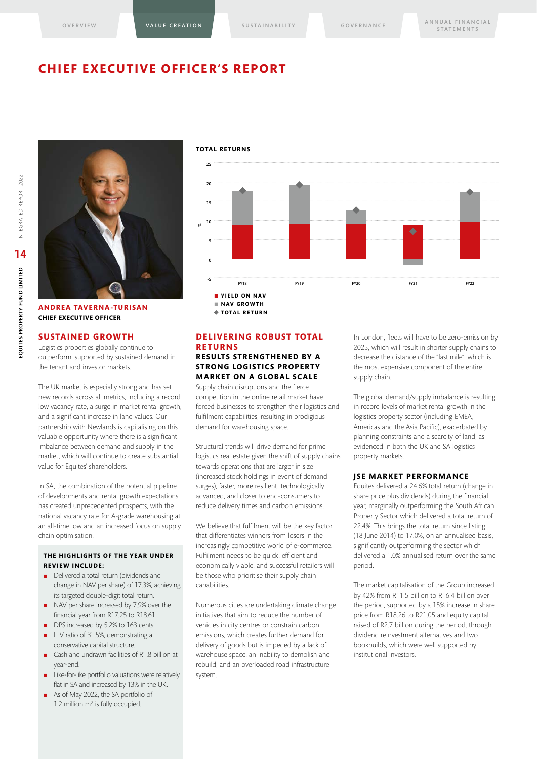# CHIEF EXECUTIVE OFFICER'S REPORT

**ANDREA TAVERNA-TURISAN**
**CHIEF EXECUTIVE OFFICER**

## SUSTAINED GROWTH

Logistics properties globally continue to outperform, supported by sustained demand in the tenant and investor markets.

The UK market is especially strong and has set new records across all metrics, including a record low vacancy rate, a surge in market rental growth, and a significant increase in land values. Our partnership with Newlands is capitalising on this valuable opportunity where there is a significant imbalance between demand and supply in the market, which will continue to create substantial value for Equites' shareholders.

In SA, the combination of the potential pipeline of developments and rental growth expectations has created unprecedented prospects, with the national vacancy rate for A-grade warehousing at an all-time low and an increased focus on supply chain optimisation.

### THE HIGHLIGHTS OF THE YEAR UNDER REVIEW INCLUDE:

- Delivered a total return (dividends and change in NAV per share) of 17.3%, achieving its targeted double-digit total return.
- NAV per share increased by 7.9% over the financial year from R17.25 to R18.61.
- DPS increased by 5.2% to 163 cents.
- LTV ratio of 31.5%, demonstrating a conservative capital structure.
- Cash and undrawn facilities of R1.8 billion at year-end.
- Like-for-like portfolio valuations were relatively flat in SA and increased by 13% in the UK.
- As of May 2022, the SA portfolio of 1.2 million m² is fully occupied.

**TOTAL RETURNS**

- YIELD ON NAV
- NAV GROWTH
- TOTAL RETURN

## DELIVERING ROBUST TOTAL RETURNS

### RESULTS STRENGTHENED BY A STRONG LOGISTICS PROPERTY MARKET ON A GLOBAL SCALE

Supply chain disruptions and the fierce competition in the online retail market have forced businesses to strengthen their logistics and fulfilment capabilities, resulting in prodigious demand for warehousing space.

Structural trends will drive demand for prime logistics real estate given the shift of supply chains towards operations that are larger in size (increased stock holdings in event of demand surges), faster, more resilient, technologically advanced, and closer to end-consumers to reduce delivery times and carbon emissions.

We believe that fulfilment will be the key factor that differentiates winners from losers in the increasingly competitive world of e-commerce. Fulfilment needs to be quick, efficient and economically viable, and successful retailers will be those who prioritise their supply chain capabilities.

Numerous cities are undertaking climate change initiatives that aim to reduce the number of vehicles in city centres or constrain carbon emissions, which creates further demand for delivery of goods but is impeded by a lack of warehouse space, an inability to demolish and rebuild, and an overloaded road infrastructure system.

In London, fleets will have to be zero-emission by 2025, which will result in shorter supply chains to decrease the distance of the "last mile", which is the most expensive component of the entire supply chain.

The global demand/supply imbalance is resulting in record levels of market rental growth in the logistics property sector (including EMEA, Americas and the Asia Pacific), exacerbated by planning constraints and a scarcity of land, as evidenced in both the UK and SA logistics property markets.

### JSE MARKET PERFORMANCE

Equites delivered a 24.6% total return (change in share price plus dividends) during the financial year, marginally outperforming the South African Property Sector which delivered a total return of 22.4%. This brings the total return since listing (18 June 2014) to 17.0%, on an annualised basis, significantly outperforming the sector which delivered a 1.0% annualised return over the same period.

The market capitalisation of the Group increased by 42% from R11.5 billion to R16.4 billion over the period, supported by a 15% increase in share price from R18.26 to R21.05 and equity capital raised of R2.7 billion during the period, through dividend reinvestment alternatives and two bookbuilds, which were well supported by institutional investors.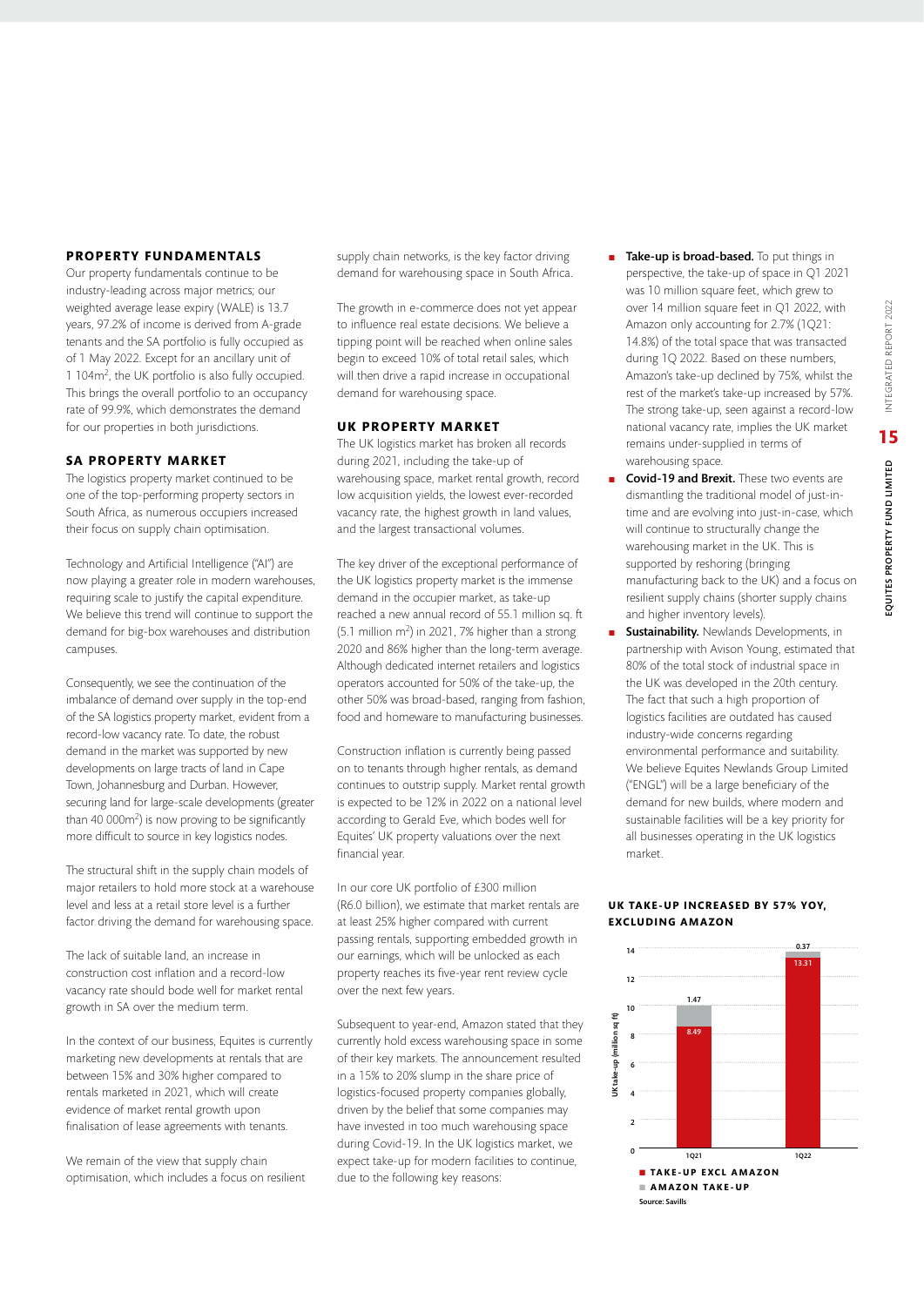### PROPERTY FUNDAMENTALS

Our property fundamentals continue to be industry-leading across major metrics; our weighted average lease expiry (WALE) is 13.7 years, 97.2% of income is derived from A-grade tenants and the SA portfolio is fully occupied as of 1 May 2022. Except for an ancillary unit of 1 104m$^2$, the UK portfolio is also fully occupied. This brings the overall portfolio to an occupancy rate of 99.9%, which demonstrates the demand for our properties in both jurisdictions.

### SA PROPERTY MARKET

The logistics property market continued to be one of the top-performing property sectors in South Africa, as numerous occupiers increased their focus on supply chain optimisation.

Technology and Artificial Intelligence ("AI") are now playing a greater role in modern warehouses, requiring scale to justify the capital expenditure. We believe this trend will continue to support the demand for big-box warehouses and distribution campuses.

Consequently, we see the continuation of the imbalance of demand over supply in the top-end of the SA logistics property market, evident from a record-low vacancy rate. To date, the robust demand in the market was supported by new developments on large tracts of land in Cape Town, Johannesburg and Durban. However, securing land for large-scale developments (greater than 40 000m$^2$) is now proving to be significantly more difficult to source in key logistics nodes.

The structural shift in the supply chain models of major retailers to hold more stock at a warehouse level and less at a retail store level is a further factor driving the demand for warehousing space.

The lack of suitable land, an increase in construction cost inflation and a record-low vacancy rate should bode well for market rental growth in SA over the medium term.

In the context of our business, Equites is currently marketing new developments at rentals that are between 15% and 30% higher compared to rentals marketed in 2021, which will create evidence of market rental growth upon finalisation of lease agreements with tenants.

We remain of the view that supply chain optimisation, which includes a focus on resilient supply chain networks, is the key factor driving demand for warehousing space in South Africa.

The growth in e-commerce does not yet appear to influence real estate decisions. We believe a tipping point will be reached when online sales begin to exceed 10% of total retail sales, which will then drive a rapid increase in occupational demand for warehousing space.

### UK PROPERTY MARKET

The UK logistics market has broken all records during 2021, including the take-up of warehousing space, market rental growth, record low acquisition yields, the lowest ever-recorded vacancy rate, the highest growth in land values, and the largest transactional volumes.

The key driver of the exceptional performance of the UK logistics property market is the immense demand in the occupier market, as take-up reached a new annual record of 55.1 million sq. ft (5.1 million m$^2$) in 2021, 7% higher than a strong 2020 and 86% higher than the long-term average. Although dedicated internet retailers and logistics operators accounted for 50% of the take-up, the other 50% was broad-based, ranging from fashion, food and homeware to manufacturing businesses.

Construction inflation is currently being passed on to tenants through higher rentals, as demand continues to outstrip supply. Market rental growth is expected to be 12% in 2022 on a national level according to Gerald Eve, which bodes well for Equites' UK property valuations over the next financial year.

In our core UK portfolio of £300 million (R6.0 billion), we estimate that market rentals are at least 25% higher compared with current passing rentals, supporting embedded growth in our earnings, which will be unlocked as each property reaches its five-year rent review cycle over the next few years.

Subsequent to year-end, Amazon stated that they currently hold excess warehousing space in some of their key markets. The announcement resulted in a 15% to 20% slump in the share price of logistics-focused property companies globally, driven by the belief that some companies may have invested in too much warehousing space during Covid-19. In the UK logistics market, we expect take-up for modern facilities to continue, due to the following key reasons:

- **Take-up is broad-based.** To put things in perspective, the take-up of space in Q1 2021 was 10 million square feet, which grew to over 14 million square feet in Q1 2022, with Amazon only accounting for 2.7% (1Q21: 14.8%) of the total space that was transacted during 1Q 2022. Based on these numbers, Amazon's take-up declined by 75%, whilst the rest of the market's take-up increased by 57%. The strong take-up, seen against a record-low national vacancy rate, implies the UK market remains under-supplied in terms of warehousing space.
- **Covid-19 and Brexit.** These two events are dismantling the traditional model of just-in-time and are evolving into just-in-case, which will continue to structurally change the warehousing market in the UK. This is supported by reshoring (bringing manufacturing back to the UK) and a focus on resilient supply chains (shorter supply chains and higher inventory levels).
- **Sustainability.** Newlands Developments, in partnership with Avison Young, estimated that 80% of the total stock of industrial space in the UK was developed in the 20th century. The fact that such a high proportion of logistics facilities are outdated has caused industry-wide concerns regarding environmental performance and suitability. We believe Equites Newlands Group Limited ("ENGL") will be a large beneficiary of the demand for new builds, where modern and sustainable facilities will be a key priority for all businesses operating in the UK logistics market.

**UK TAKE-UP INCREASED BY 57% YOY, EXCLUDING AMAZON**

| UK take-up (million sq ft) | Take-up excl Amazon | Amazon take-up |
|---|---|---|
| 1Q21 | 8.49 | 1.47 |
| 1Q22 | 13.31 | 0.37 |

Source: Savills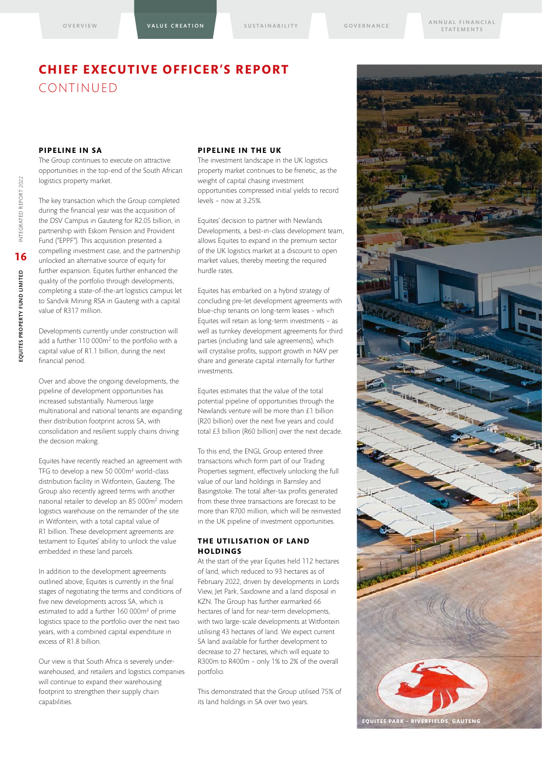# CHIEF EXECUTIVE OFFICER'S REPORT CONTINUED

## PIPELINE IN SA

The Group continues to execute on attractive opportunities in the top-end of the South African logistics property market.

The key transaction which the Group completed during the financial year was the acquisition of the DSV Campus in Gauteng for R2.05 billion, in partnership with Eskom Pension and Provident Fund ("EPPF"). This acquisition presented a compelling investment case, and the partnership unlocked an alternative source of equity for further expansion. Equites further enhanced the quality of the portfolio through developments, completing a state-of-the-art logistics campus let to Sandvik Mining RSA in Gauteng with a capital value of R317 million.

Developments currently under construction will add a further 110 000m$^2$ to the portfolio with a capital value of R1.1 billion, during the next financial period.

Over and above the ongoing developments, the pipeline of development opportunities has increased substantially. Numerous large multinational and national tenants are expanding their distribution footprint across SA, with consolidation and resilient supply chains driving the decision making.

Equites have recently reached an agreement with TFG to develop a new 50 000m$^2$ world-class distribution facility in Witfontein, Gauteng. The Group also recently agreed terms with another national retailer to develop an 85 000m$^2$ modern logistics warehouse on the remainder of the site in Witfontein, with a total capital value of R1 billion. These development agreements are testament to Equites' ability to unlock the value embedded in these land parcels.

In addition to the development agreements outlined above, Equites is currently in the final stages of negotiating the terms and conditions of five new developments across SA, which is estimated to add a further 160 000m$^2$ of prime logistics space to the portfolio over the next two years, with a combined capital expenditure in excess of R1.8 billion.

Our view is that South Africa is severely under-warehoused, and retailers and logistics companies will continue to expand their warehousing footprint to strengthen their supply chain capabilities.

## PIPELINE IN THE UK

The investment landscape in the UK logistics property market continues to be frenetic, as the weight of capital chasing investment opportunities compressed initial yields to record levels – now at 3.25%.

Equites' decision to partner with Newlands Developments, a best-in-class development team, allows Equites to expand in the premium sector of the UK logistics market at a discount to open market values, thereby meeting the required hurdle rates.

Equites has embarked on a hybrid strategy of concluding pre-let development agreements with blue-chip tenants on long-term leases – which Equites will retain as long-term investments – as well as turnkey development agreements for third parties (including land sale agreements), which will crystalise profits, support growth in NAV per share and generate capital internally for further investments.

Equites estimates that the value of the total potential pipeline of opportunities through the Newlands venture will be more than £1 billion (R20 billion) over the next five years and could total £3 billion (R60 billion) over the next decade.

To this end, the ENGL Group entered three transactions which form part of our Trading Properties segment, effectively unlocking the full value of our land holdings in Barnsley and Basingstoke. The total after-tax profits generated from these three transactions are forecast to be more than R700 million, which will be reinvested in the UK pipeline of investment opportunities.

## THE UTILISATION OF LAND HOLDINGS

At the start of the year Equites held 112 hectares of land, which reduced to 93 hectares as of February 2022, driven by developments in Lords View, Jet Park, Saxdowne and a land disposal in KZN. The Group has further earmarked 66 hectares of land for near-term developments, with two large-scale developments at Witfontein utilising 43 hectares of land. We expect current SA land available for further development to decrease to 27 hectares, which will equate to R300m to R400m – only 1% to 2% of the overall portfolio.

This demonstrated that the Group utilised 75% of its land holdings in SA over two years.

EQUITES PARK – RIVERFIELDS, GAUTENG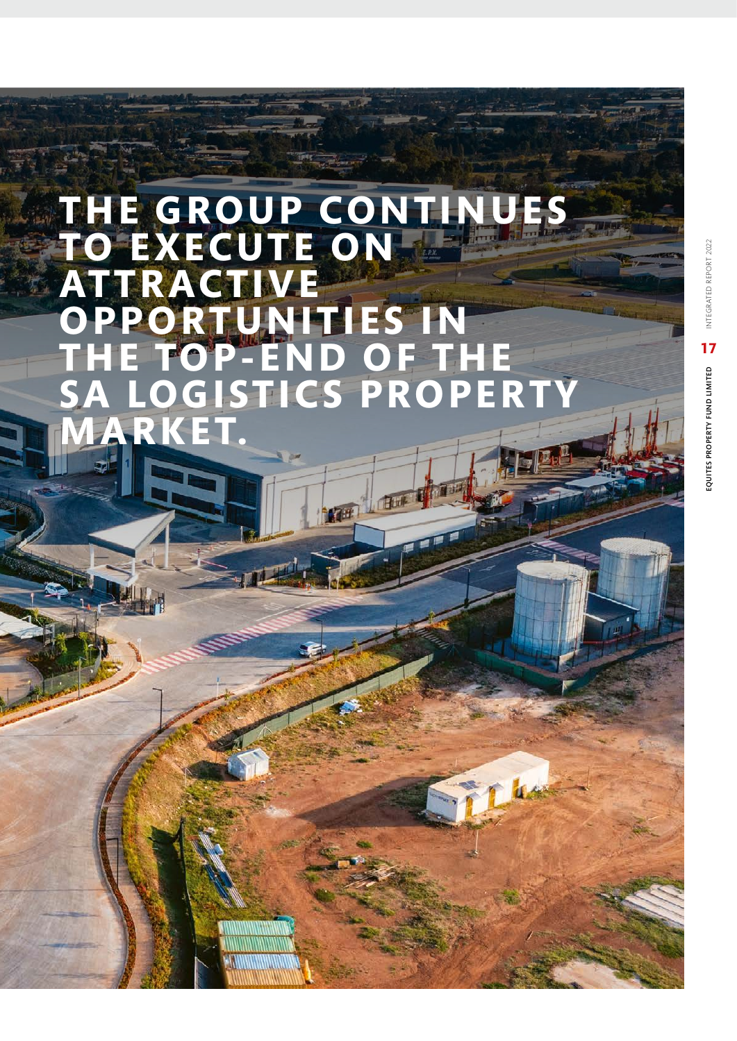# THE GROUP CONTINUES TO EXECUTE ON ATTRACTIVE OPPORTUNITIES IN THE TOP-END OF THE SA LOGISTICS PROPERTY MARKET.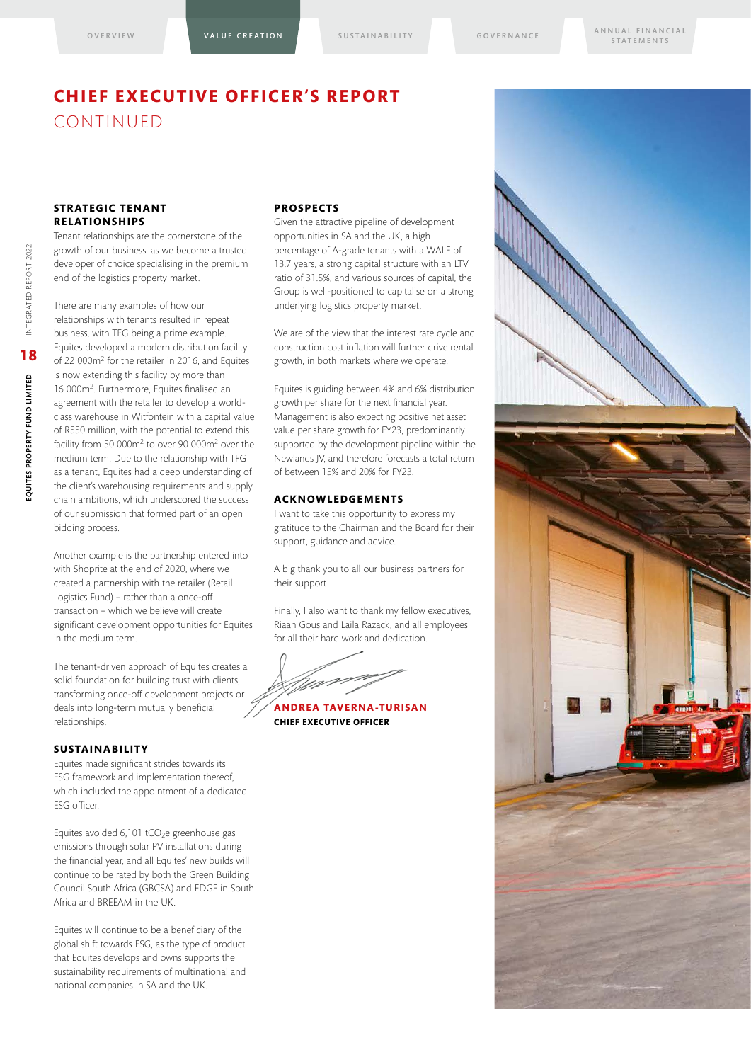# CHIEF EXECUTIVE OFFICER'S REPORT CONTINUED

## STRATEGIC TENANT RELATIONSHIPS

Tenant relationships are the cornerstone of the growth of our business, as we become a trusted developer of choice specialising in the premium end of the logistics property market.

There are many examples of how our relationships with tenants resulted in repeat business, with TFG being a prime example. Equites developed a modern distribution facility of 22 000m$^2$ for the retailer in 2016, and Equites is now extending this facility by more than 16 000m$^2$. Furthermore, Equites finalised an agreement with the retailer to develop a world-class warehouse in Witfontein with a capital value of R550 million, with the potential to extend this facility from 50 000m$^2$ to over 90 000m$^2$ over the medium term. Due to the relationship with TFG as a tenant, Equites had a deep understanding of the client's warehousing requirements and supply chain ambitions, which underscored the success of our submission that formed part of an open bidding process.

Another example is the partnership entered into with Shoprite at the end of 2020, where we created a partnership with the retailer (Retail Logistics Fund) – rather than a once-off transaction – which we believe will create significant development opportunities for Equites in the medium term.

The tenant-driven approach of Equites creates a solid foundation for building trust with clients, transforming once-off development projects or deals into long-term mutually beneficial relationships.

## SUSTAINABILITY

Equites made significant strides towards its ESG framework and implementation thereof, which included the appointment of a dedicated ESG officer.

Equites avoided 6,101 $tCO_2e$ greenhouse gas emissions through solar PV installations during the financial year, and all Equites' new builds will continue to be rated by both the Green Building Council South Africa (GBCSA) and EDGE in South Africa and BREEAM in the UK.

Equites will continue to be a beneficiary of the global shift towards ESG, as the type of product that Equites develops and owns supports the sustainability requirements of multinational and national companies in SA and the UK.

## PROSPECTS

Given the attractive pipeline of development opportunities in SA and the UK, a high percentage of A-grade tenants with a WALE of 13.7 years, a strong capital structure with an LTV ratio of 31.5%, and various sources of capital, the Group is well-positioned to capitalise on a strong underlying logistics property market.

We are of the view that the interest rate cycle and construction cost inflation will further drive rental growth, in both markets where we operate.

Equites is guiding between 4% and 6% distribution growth per share for the next financial year. Management is also expecting positive net asset value per share growth for FY23, predominantly supported by the development pipeline within the Newlands JV, and therefore forecasts a total return of between 15% and 20% for FY23.

## ACKNOWLEDGEMENTS

I want to take this opportunity to express my gratitude to the Chairman and the Board for their support, guidance and advice.

A big thank you to all our business partners for their support.

Finally, I also want to thank my fellow executives, Riaan Gous and Laila Razack, and all employees, for all their hard work and dedication.

**ANDREA TAVERNA-TURISAN**
**CHIEF EXECUTIVE OFFICER**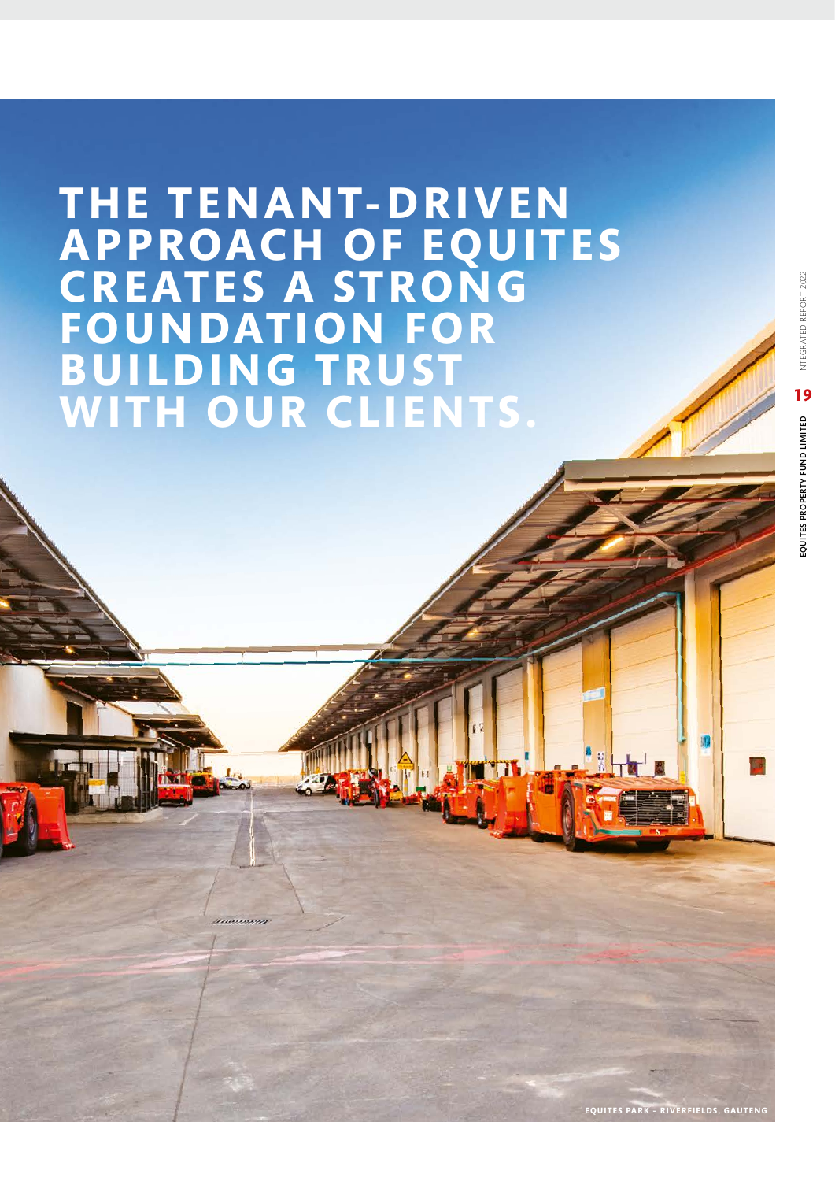# THE TENANT-DRIVEN APPROACH OF EQUITES CREATES A STRONG FOUNDATION FOR BUILDING TRUST WITH OUR CLIENTS.

EQUITES PARK – RIVERFIELDS, GAUTENG